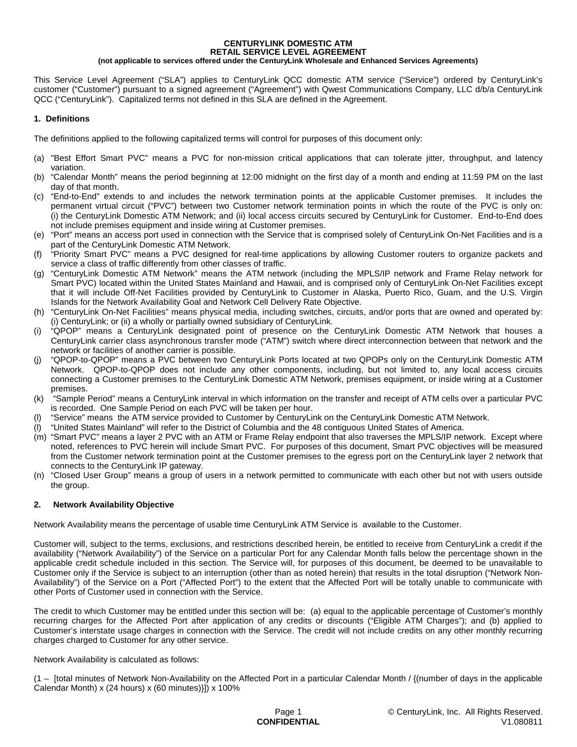**CENTURYLINK DOMESTIC ATM**
**RETAIL SERVICE LEVEL AGREEMENT**
**(not applicable to services offered under the CenturyLink Wholesale and Enhanced Services Agreements)**

This Service Level Agreement ("SLA") applies to CenturyLink QCC domestic ATM service ("Service") ordered by CenturyLink's customer ("Customer") pursuant to a signed agreement ("Agreement") with Qwest Communications Company, LLC d/b/a CenturyLink QCC ("CenturyLink"). Capitalized terms not defined in this SLA are defined in the Agreement.

## 1. Definitions

The definitions applied to the following capitalized terms will control for purposes of this document only:

(a) "Best Effort Smart PVC" means a PVC for non-mission critical applications that can tolerate jitter, throughput, and latency variation.

(b) "Calendar Month" means the period beginning at 12:00 midnight on the first day of a month and ending at 11:59 PM on the last day of that month.

(c) "End-to-End" extends to and includes the network termination points at the applicable Customer premises. It includes the permanent virtual circuit ("PVC") between two Customer network termination points in which the route of the PVC is only on: (i) the CenturyLink Domestic ATM Network; and (ii) local access circuits secured by CenturyLink for Customer. End-to-End does not include premises equipment and inside wiring at Customer premises.

(e) "Port" means an access port used in connection with the Service that is comprised solely of CenturyLink On-Net Facilities and is a part of the CenturyLink Domestic ATM Network.

(f) "Priority Smart PVC" means a PVC designed for real-time applications by allowing Customer routers to organize packets and service a class of traffic differently from other classes of traffic.

(g) "CenturyLink Domestic ATM Network" means the ATM network (including the MPLS/IP network and Frame Relay network for Smart PVC) located within the United States Mainland and Hawaii, and is comprised only of CenturyLink On-Net Facilities except that it will include Off-Net Facilities provided by CenturyLink to Customer in Alaska, Puerto Rico, Guam, and the U.S. Virgin Islands for the Network Availability Goal and Network Cell Delivery Rate Objective.

(h) "CenturyLink On-Net Facilities" means physical media, including switches, circuits, and/or ports that are owned and operated by: (i) CenturyLink; or (ii) a wholly or partially owned subsidiary of CenturyLink.

(i) "QPOP" means a CenturyLink designated point of presence on the CenturyLink Domestic ATM Network that houses a CenturyLink carrier class asynchronous transfer mode ("ATM") switch where direct interconnection between that network and the network or facilities of another carrier is possible.

(j) "QPOP-to-QPOP" means a PVC between two CenturyLink Ports located at two QPOPs only on the CenturyLink Domestic ATM Network. QPOP-to-QPOP does not include any other components, including, but not limited to, any local access circuits connecting a Customer premises to the CenturyLink Domestic ATM Network, premises equipment, or inside wiring at a Customer premises.

(k) "Sample Period" means a CenturyLink interval in which information on the transfer and receipt of ATM cells over a particular PVC is recorded. One Sample Period on each PVC will be taken per hour.

(l) "Service" means the ATM service provided to Customer by CenturyLink on the CenturyLink Domestic ATM Network.

(l) "United States Mainland" will refer to the District of Columbia and the 48 contiguous United States of America.

(m) "Smart PVC" means a layer 2 PVC with an ATM or Frame Relay endpoint that also traverses the MPLS/IP network. Except where noted, references to PVC herein will include Smart PVC. For purposes of this document, Smart PVC objectives will be measured from the Customer network termination point at the Customer premises to the egress port on the CenturyLink layer 2 network that connects to the CenturyLink IP gateway.

(n) "Closed User Group" means a group of users in a network permitted to communicate with each other but not with users outside the group.

## 2. Network Availability Objective

Network Availability means the percentage of usable time CenturyLink ATM Service is available to the Customer.

Customer will, subject to the terms, exclusions, and restrictions described herein, be entitled to receive from CenturyLink a credit if the availability ("Network Availability") of the Service on a particular Port for any Calendar Month falls below the percentage shown in the applicable credit schedule included in this section. The Service will, for purposes of this document, be deemed to be unavailable to Customer only if the Service is subject to an interruption (other than as noted herein) that results in the total disruption ("Network Non-Availability") of the Service on a Port ("Affected Port") to the extent that the Affected Port will be totally unable to communicate with other Ports of Customer used in connection with the Service.

The credit to which Customer may be entitled under this section will be: (a) equal to the applicable percentage of Customer's monthly recurring charges for the Affected Port after application of any credits or discounts ("Eligible ATM Charges"); and (b) applied to Customer's interstate usage charges in connection with the Service. The credit will not include credits on any other monthly recurring charges charged to Customer for any other service.

Network Availability is calculated as follows:

(1 – [total minutes of Network Non-Availability on the Affected Port in a particular Calendar Month / {(number of days in the applicable Calendar Month) x (24 hours) x (60 minutes)}]) x 100%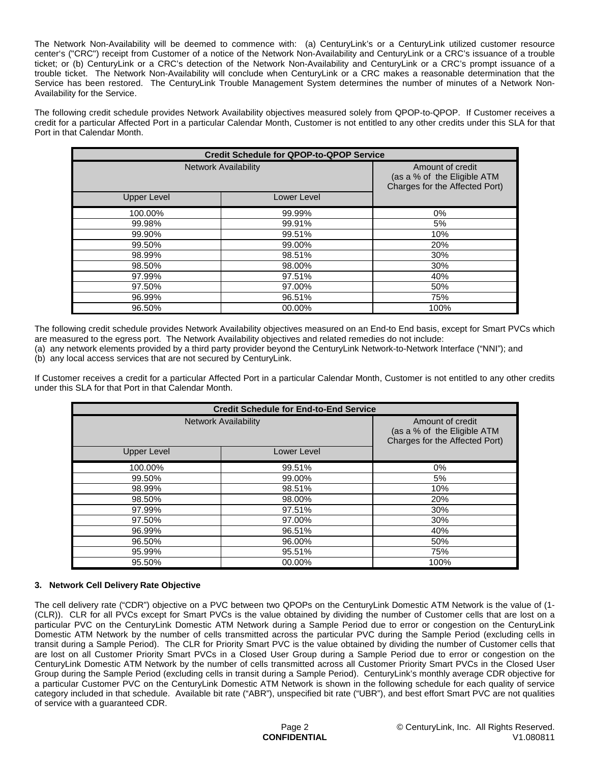The Network Non-Availability will be deemed to commence with: (a) CenturyLink's or a CenturyLink utilized customer resource center's ("CRC") receipt from Customer of a notice of the Network Non-Availability and CenturyLink or a CRC's issuance of a trouble ticket; or (b) CenturyLink or a CRC's detection of the Network Non-Availability and CenturyLink or a CRC's prompt issuance of a trouble ticket. The Network Non-Availability will conclude when CenturyLink or a CRC makes a reasonable determination that the Service has been restored. The CenturyLink Trouble Management System determines the number of minutes of a Network Non-Availability for the Service.

The following credit schedule provides Network Availability objectives measured solely from QPOP-to-QPOP. If Customer receives a credit for a particular Affected Port in a particular Calendar Month, Customer is not entitled to any other credits under this SLA for that Port in that Calendar Month.

| Credit Schedule for QPOP-to-QPOP Service | | |
|---|---|---|
| Network Availability | | Amount of credit (as a % of the Eligible ATM Charges for the Affected Port) |
| Upper Level | Lower Level | |
| 100.00% | 99.99% | 0% |
| 99.98% | 99.91% | 5% |
| 99.90% | 99.51% | 10% |
| 99.50% | 99.00% | 20% |
| 98.99% | 98.51% | 30% |
| 98.50% | 98.00% | 30% |
| 97.99% | 97.51% | 40% |
| 97.50% | 97.00% | 50% |
| 96.99% | 96.51% | 75% |
| 96.50% | 00.00% | 100% |

The following credit schedule provides Network Availability objectives measured on an End-to End basis, except for Smart PVCs which are measured to the egress port. The Network Availability objectives and related remedies do not include:

(a) any network elements provided by a third party provider beyond the CenturyLink Network-to-Network Interface ("NNI"); and
(b) any local access services that are not secured by CenturyLink.

If Customer receives a credit for a particular Affected Port in a particular Calendar Month, Customer is not entitled to any other credits under this SLA for that Port in that Calendar Month.

| Credit Schedule for End-to-End Service | | |
|---|---|---|
| Network Availability | | Amount of credit (as a % of the Eligible ATM Charges for the Affected Port) |
| Upper Level | Lower Level | |
| 100.00% | 99.51% | 0% |
| 99.50% | 99.00% | 5% |
| 98.99% | 98.51% | 10% |
| 98.50% | 98.00% | 20% |
| 97.99% | 97.51% | 30% |
| 97.50% | 97.00% | 30% |
| 96.99% | 96.51% | 40% |
| 96.50% | 96.00% | 50% |
| 95.99% | 95.51% | 75% |
| 95.50% | 00.00% | 100% |

### 3. Network Cell Delivery Rate Objective

The cell delivery rate ("CDR") objective on a PVC between two QPOPs on the CenturyLink Domestic ATM Network is the value of (1-(CLR)). CLR for all PVCs except for Smart PVCs is the value obtained by dividing the number of Customer cells that are lost on a particular PVC on the CenturyLink Domestic ATM Network during a Sample Period due to error or congestion on the CenturyLink Domestic ATM Network by the number of cells transmitted across the particular PVC during the Sample Period (excluding cells in transit during a Sample Period). The CLR for Priority Smart PVC is the value obtained by dividing the number of Customer cells that are lost on all Customer Priority Smart PVCs in a Closed User Group during a Sample Period due to error or congestion on the CenturyLink Domestic ATM Network by the number of cells transmitted across all Customer Priority Smart PVCs in the Closed User Group during the Sample Period (excluding cells in transit during a Sample Period). CenturyLink's monthly average CDR objective for a particular Customer PVC on the CenturyLink Domestic ATM Network is shown in the following schedule for each quality of service category included in that schedule. Available bit rate ("ABR"), unspecified bit rate ("UBR"), and best effort Smart PVC are not qualities of service with a guaranteed CDR.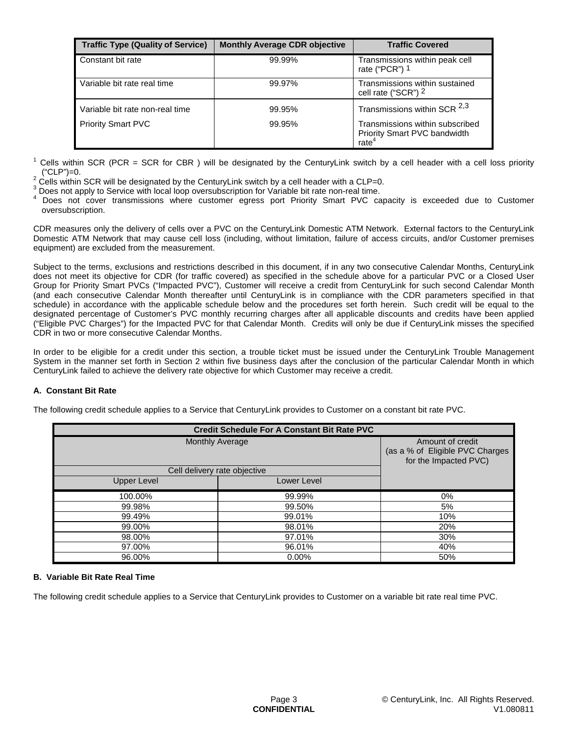| Traffic Type (Quality of Service) | Monthly Average CDR objective | Traffic Covered |
|---|---|---|
| Constant bit rate | 99.99% | Transmissions within peak cell rate ("PCR") [1] |
| Variable bit rate real time | 99.97% | Transmissions within sustained cell rate ("SCR") [2] |
| Variable bit rate non-real time | 99.95% | Transmissions within SCR [2,3] |
| Priority Smart PVC | 99.95% | Transmissions within subscribed Priority Smart PVC bandwidth rate[4] |

[1] Cells within SCR (PCR = SCR for CBR ) will be designated by the CenturyLink switch by a cell header with a cell loss priority ("CLP")=0.
[2] Cells within SCR will be designated by the CenturyLink switch by a cell header with a CLP=0.
[3] Does not apply to Service with local loop oversubscription for Variable bit rate non-real time.
[4] Does not cover transmissions where customer egress port Priority Smart PVC capacity is exceeded due to Customer oversubscription.

CDR measures only the delivery of cells over a PVC on the CenturyLink Domestic ATM Network. External factors to the CenturyLink Domestic ATM Network that may cause cell loss (including, without limitation, failure of access circuits, and/or Customer premises equipment) are excluded from the measurement.

Subject to the terms, exclusions and restrictions described in this document, if in any two consecutive Calendar Months, CenturyLink does not meet its objective for CDR (for traffic covered) as specified in the schedule above for a particular PVC or a Closed User Group for Priority Smart PVCs ("Impacted PVC"), Customer will receive a credit from CenturyLink for such second Calendar Month (and each consecutive Calendar Month thereafter until CenturyLink is in compliance with the CDR parameters specified in that schedule) in accordance with the applicable schedule below and the procedures set forth herein. Such credit will be equal to the designated percentage of Customer's PVC monthly recurring charges after all applicable discounts and credits have been applied ("Eligible PVC Charges") for the Impacted PVC for that Calendar Month. Credits will only be due if CenturyLink misses the specified CDR in two or more consecutive Calendar Months.

In order to be eligible for a credit under this section, a trouble ticket must be issued under the CenturyLink Trouble Management System in the manner set forth in Section 2 within five business days after the conclusion of the particular Calendar Month in which CenturyLink failed to achieve the delivery rate objective for which Customer may receive a credit.

**A. Constant Bit Rate**

The following credit schedule applies to a Service that CenturyLink provides to Customer on a constant bit rate PVC.

| Credit Schedule For A Constant Bit Rate PVC | | |
|---|---|---|
| Monthly Average | | Amount of credit (as a % of Eligible PVC Charges for the Impacted PVC) |
| Cell delivery rate objective | | |
| Upper Level | Lower Level | |
| 100.00% | 99.99% | 0% |
| 99.98% | 99.50% | 5% |
| 99.49% | 99.01% | 10% |
| 99.00% | 98.01% | 20% |
| 98.00% | 97.01% | 30% |
| 97.00% | 96.01% | 40% |
| 96.00% | 0.00% | 50% |

**B. Variable Bit Rate Real Time**

The following credit schedule applies to a Service that CenturyLink provides to Customer on a variable bit rate real time PVC.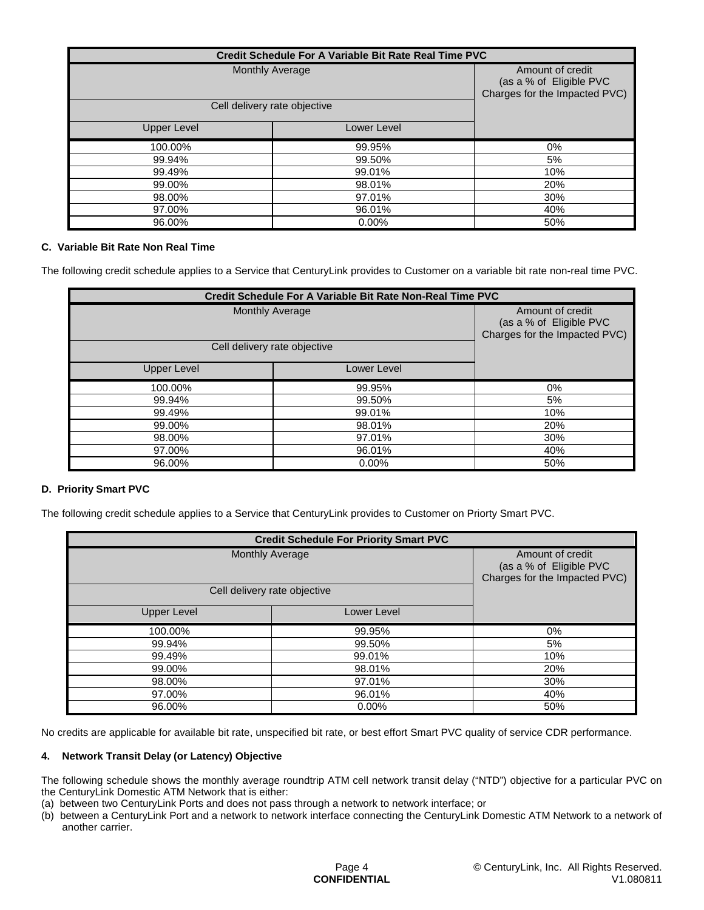| Credit Schedule For A Variable Bit Rate Real Time PVC | | |
|---|---|---|
| Monthly Average | | Amount of credit (as a % of Eligible PVC Charges for the Impacted PVC) |
| Cell delivery rate objective | | |
| Upper Level | Lower Level | |
| 100.00% | 99.95% | 0% |
| 99.94% | 99.50% | 5% |
| 99.49% | 99.01% | 10% |
| 99.00% | 98.01% | 20% |
| 98.00% | 97.01% | 30% |
| 97.00% | 96.01% | 40% |
| 96.00% | 0.00% | 50% |

#### C. Variable Bit Rate Non Real Time

The following credit schedule applies to a Service that CenturyLink provides to Customer on a variable bit rate non-real time PVC.

| Credit Schedule For A Variable Bit Rate Non-Real Time PVC | | |
|---|---|---|
| Monthly Average | | Amount of credit (as a % of Eligible PVC Charges for the Impacted PVC) |
| Cell delivery rate objective | | |
| Upper Level | Lower Level | |
| 100.00% | 99.95% | 0% |
| 99.94% | 99.50% | 5% |
| 99.49% | 99.01% | 10% |
| 99.00% | 98.01% | 20% |
| 98.00% | 97.01% | 30% |
| 97.00% | 96.01% | 40% |
| 96.00% | 0.00% | 50% |

#### D. Priority Smart PVC

The following credit schedule applies to a Service that CenturyLink provides to Customer on Priorty Smart PVC.

| Credit Schedule For Priority Smart PVC | | |
|---|---|---|
| Monthly Average | | Amount of credit (as a % of Eligible PVC Charges for the Impacted PVC) |
| Cell delivery rate objective | | |
| Upper Level | Lower Level | |
| 100.00% | 99.95% | 0% |
| 99.94% | 99.50% | 5% |
| 99.49% | 99.01% | 10% |
| 99.00% | 98.01% | 20% |
| 98.00% | 97.01% | 30% |
| 97.00% | 96.01% | 40% |
| 96.00% | 0.00% | 50% |

No credits are applicable for available bit rate, unspecified bit rate, or best effort Smart PVC quality of service CDR performance.

### 4. Network Transit Delay (or Latency) Objective

The following schedule shows the monthly average roundtrip ATM cell network transit delay ("NTD") objective for a particular PVC on the CenturyLink Domestic ATM Network that is either:

(a) between two CenturyLink Ports and does not pass through a network to network interface; or

(b) between a CenturyLink Port and a network to network interface connecting the CenturyLink Domestic ATM Network to a network of another carrier.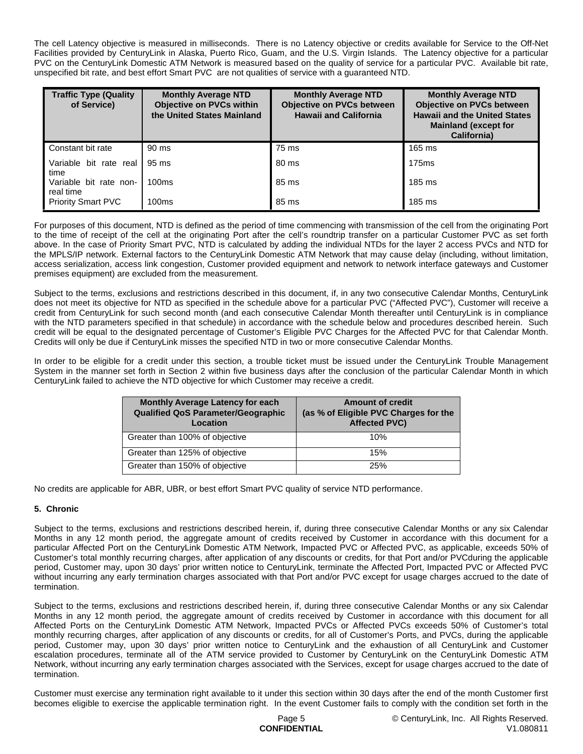The cell Latency objective is measured in milliseconds. There is no Latency objective or credits available for Service to the Off-Net Facilities provided by CenturyLink in Alaska, Puerto Rico, Guam, and the U.S. Virgin Islands. The Latency objective for a particular PVC on the CenturyLink Domestic ATM Network is measured based on the quality of service for a particular PVC. Available bit rate, unspecified bit rate, and best effort Smart PVC are not qualities of service with a guaranteed NTD.

| Traffic Type (Quality of Service) | Monthly Average NTD Objective on PVCs within the United States Mainland | Monthly Average NTD Objective on PVCs between Hawaii and California | Monthly Average NTD Objective on PVCs between Hawaii and the United States Mainland (except for California) |
|---|---|---|---|
| Constant bit rate | 90 ms | 75 ms | 165 ms |
| Variable bit rate real time | 95 ms | 80 ms | 175ms |
| Variable bit rate non-real time | 100ms | 85 ms | 185 ms |
| Priority Smart PVC | 100ms | 85 ms | 185 ms |

For purposes of this document, NTD is defined as the period of time commencing with transmission of the cell from the originating Port to the time of receipt of the cell at the originating Port after the cell's roundtrip transfer on a particular Customer PVC as set forth above. In the case of Priority Smart PVC, NTD is calculated by adding the individual NTDs for the layer 2 access PVCs and NTD for the MPLS/IP network. External factors to the CenturyLink Domestic ATM Network that may cause delay (including, without limitation, access serialization, access link congestion, Customer provided equipment and network to network interface gateways and Customer premises equipment) are excluded from the measurement.

Subject to the terms, exclusions and restrictions described in this document, if, in any two consecutive Calendar Months, CenturyLink does not meet its objective for NTD as specified in the schedule above for a particular PVC ("Affected PVC"), Customer will receive a credit from CenturyLink for such second month (and each consecutive Calendar Month thereafter until CenturyLink is in compliance with the NTD parameters specified in that schedule) in accordance with the schedule below and procedures described herein. Such credit will be equal to the designated percentage of Customer's Eligible PVC Charges for the Affected PVC for that Calendar Month. Credits will only be due if CenturyLink misses the specified NTD in two or more consecutive Calendar Months.

In order to be eligible for a credit under this section, a trouble ticket must be issued under the CenturyLink Trouble Management System in the manner set forth in Section 2 within five business days after the conclusion of the particular Calendar Month in which CenturyLink failed to achieve the NTD objective for which Customer may receive a credit.

| Monthly Average Latency for each Qualified QoS Parameter/Geographic Location | Amount of credit (as % of Eligible PVC Charges for the Affected PVC) |
|---|---|
| Greater than 100% of objective | 10% |
| Greater than 125% of objective | 15% |
| Greater than 150% of objective | 25% |

No credits are applicable for ABR, UBR, or best effort Smart PVC quality of service NTD performance.

**5. Chronic**

Subject to the terms, exclusions and restrictions described herein, if, during three consecutive Calendar Months or any six Calendar Months in any 12 month period, the aggregate amount of credits received by Customer in accordance with this document for a particular Affected Port on the CenturyLink Domestic ATM Network, Impacted PVC or Affected PVC, as applicable, exceeds 50% of Customer's total monthly recurring charges, after application of any discounts or credits, for that Port and/or PVCduring the applicable period, Customer may, upon 30 days' prior written notice to CenturyLink, terminate the Affected Port, Impacted PVC or Affected PVC without incurring any early termination charges associated with that Port and/or PVC except for usage charges accrued to the date of termination.

Subject to the terms, exclusions and restrictions described herein, if, during three consecutive Calendar Months or any six Calendar Months in any 12 month period, the aggregate amount of credits received by Customer in accordance with this document for all Affected Ports on the CenturyLink Domestic ATM Network, Impacted PVCs or Affected PVCs exceeds 50% of Customer's total monthly recurring charges, after application of any discounts or credits, for all of Customer's Ports, and PVCs, during the applicable period, Customer may, upon 30 days' prior written notice to CenturyLink and the exhaustion of all CenturyLink and Customer escalation procedures, terminate all of the ATM service provided to Customer by CenturyLink on the CenturyLink Domestic ATM Network, without incurring any early termination charges associated with the Services, except for usage charges accrued to the date of termination.

Customer must exercise any termination right available to it under this section within 30 days after the end of the month Customer first becomes eligible to exercise the applicable termination right. In the event Customer fails to comply with the condition set forth in the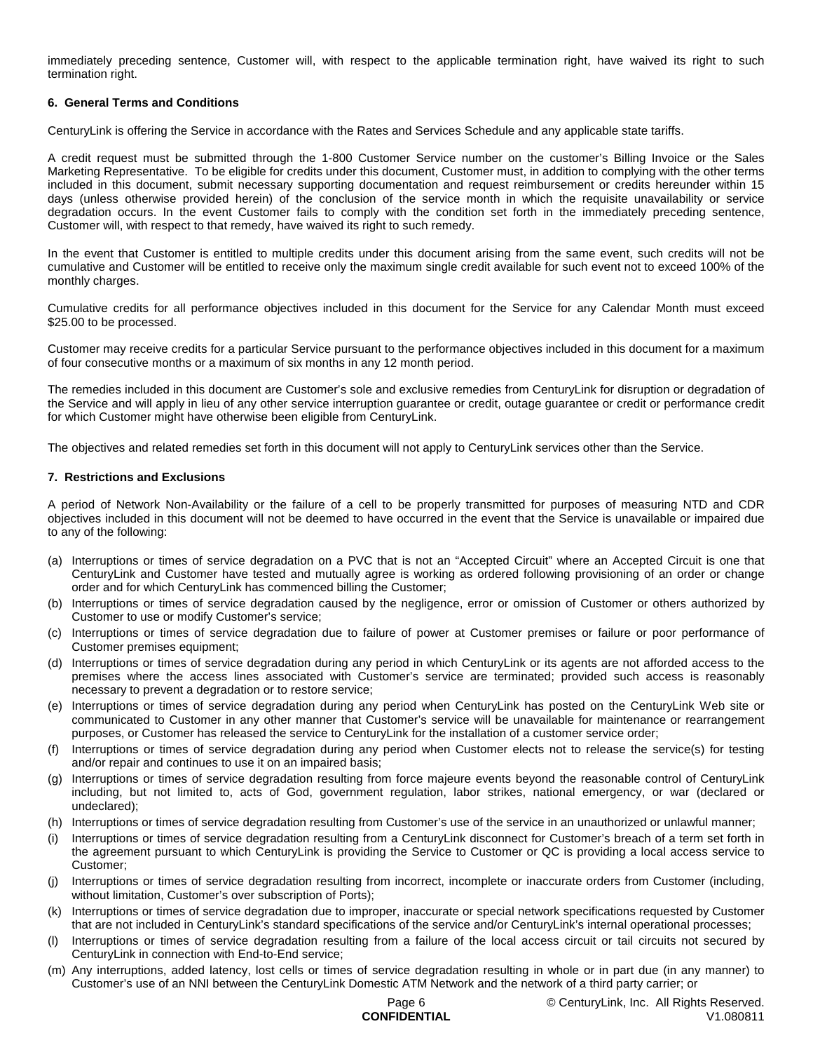immediately preceding sentence, Customer will, with respect to the applicable termination right, have waived its right to such termination right.

**6. General Terms and Conditions**

CenturyLink is offering the Service in accordance with the Rates and Services Schedule and any applicable state tariffs.

A credit request must be submitted through the 1-800 Customer Service number on the customer's Billing Invoice or the Sales Marketing Representative. To be eligible for credits under this document, Customer must, in addition to complying with the other terms included in this document, submit necessary supporting documentation and request reimbursement or credits hereunder within 15 days (unless otherwise provided herein) of the conclusion of the service month in which the requisite unavailability or service degradation occurs. In the event Customer fails to comply with the condition set forth in the immediately preceding sentence, Customer will, with respect to that remedy, have waived its right to such remedy.

In the event that Customer is entitled to multiple credits under this document arising from the same event, such credits will not be cumulative and Customer will be entitled to receive only the maximum single credit available for such event not to exceed 100% of the monthly charges.

Cumulative credits for all performance objectives included in this document for the Service for any Calendar Month must exceed $25.00 to be processed.

Customer may receive credits for a particular Service pursuant to the performance objectives included in this document for a maximum of four consecutive months or a maximum of six months in any 12 month period.

The remedies included in this document are Customer's sole and exclusive remedies from CenturyLink for disruption or degradation of the Service and will apply in lieu of any other service interruption guarantee or credit, outage guarantee or credit or performance credit for which Customer might have otherwise been eligible from CenturyLink.

The objectives and related remedies set forth in this document will not apply to CenturyLink services other than the Service.

**7. Restrictions and Exclusions**

A period of Network Non-Availability or the failure of a cell to be properly transmitted for purposes of measuring NTD and CDR objectives included in this document will not be deemed to have occurred in the event that the Service is unavailable or impaired due to any of the following:

(a) Interruptions or times of service degradation on a PVC that is not an "Accepted Circuit" where an Accepted Circuit is one that CenturyLink and Customer have tested and mutually agree is working as ordered following provisioning of an order or change order and for which CenturyLink has commenced billing the Customer;
(b) Interruptions or times of service degradation caused by the negligence, error or omission of Customer or others authorized by Customer to use or modify Customer's service;
(c) Interruptions or times of service degradation due to failure of power at Customer premises or failure or poor performance of Customer premises equipment;
(d) Interruptions or times of service degradation during any period in which CenturyLink or its agents are not afforded access to the premises where the access lines associated with Customer's service are terminated; provided such access is reasonably necessary to prevent a degradation or to restore service;
(e) Interruptions or times of service degradation during any period when CenturyLink has posted on the CenturyLink Web site or communicated to Customer in any other manner that Customer's service will be unavailable for maintenance or rearrangement purposes, or Customer has released the service to CenturyLink for the installation of a customer service order;
(f) Interruptions or times of service degradation during any period when Customer elects not to release the service(s) for testing and/or repair and continues to use it on an impaired basis;
(g) Interruptions or times of service degradation resulting from force majeure events beyond the reasonable control of CenturyLink including, but not limited to, acts of God, government regulation, labor strikes, national emergency, or war (declared or undeclared);
(h) Interruptions or times of service degradation resulting from Customer's use of the service in an unauthorized or unlawful manner;
(i) Interruptions or times of service degradation resulting from a CenturyLink disconnect for Customer's breach of a term set forth in the agreement pursuant to which CenturyLink is providing the Service to Customer or QC is providing a local access service to Customer;
(j) Interruptions or times of service degradation resulting from incorrect, incomplete or inaccurate orders from Customer (including, without limitation, Customer's over subscription of Ports);
(k) Interruptions or times of service degradation due to improper, inaccurate or special network specifications requested by Customer that are not included in CenturyLink's standard specifications of the service and/or CenturyLink's internal operational processes;
(l) Interruptions or times of service degradation resulting from a failure of the local access circuit or tail circuits not secured by CenturyLink in connection with End-to-End service;
(m) Any interruptions, added latency, lost cells or times of service degradation resulting in whole or in part due (in any manner) to Customer's use of an NNI between the CenturyLink Domestic ATM Network and the network of a third party carrier; or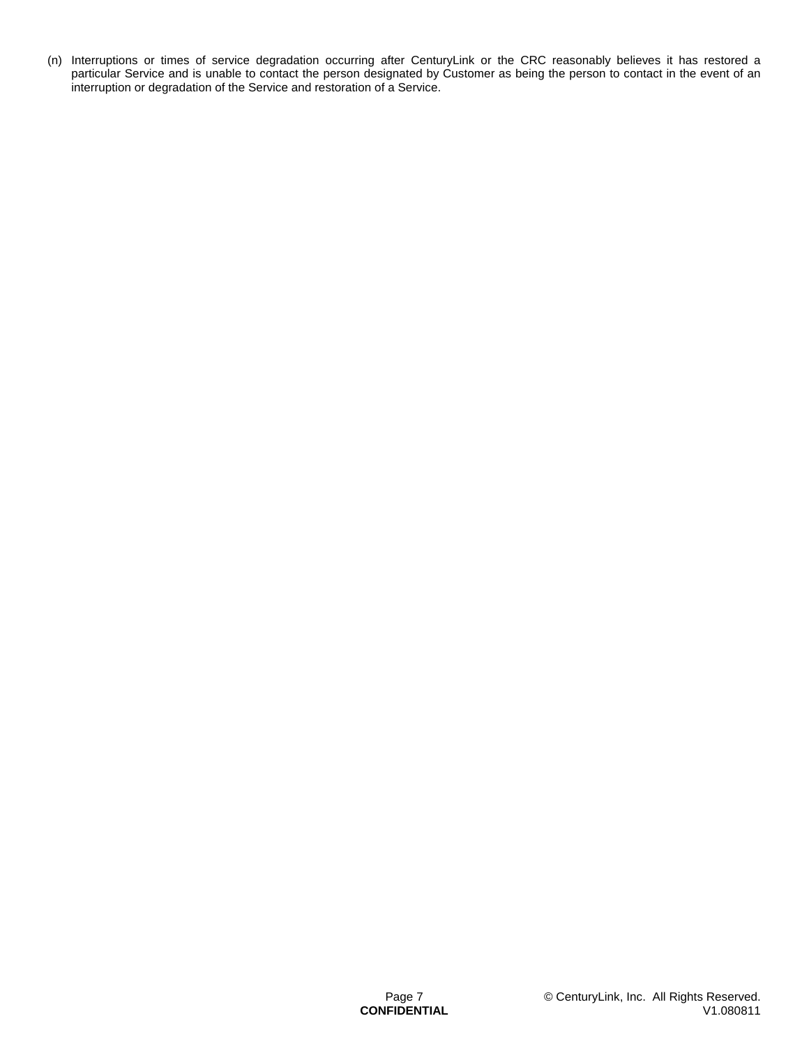(n) Interruptions or times of service degradation occurring after CenturyLink or the CRC reasonably believes it has restored a particular Service and is unable to contact the person designated by Customer as being the person to contact in the event of an interruption or degradation of the Service and restoration of a Service.